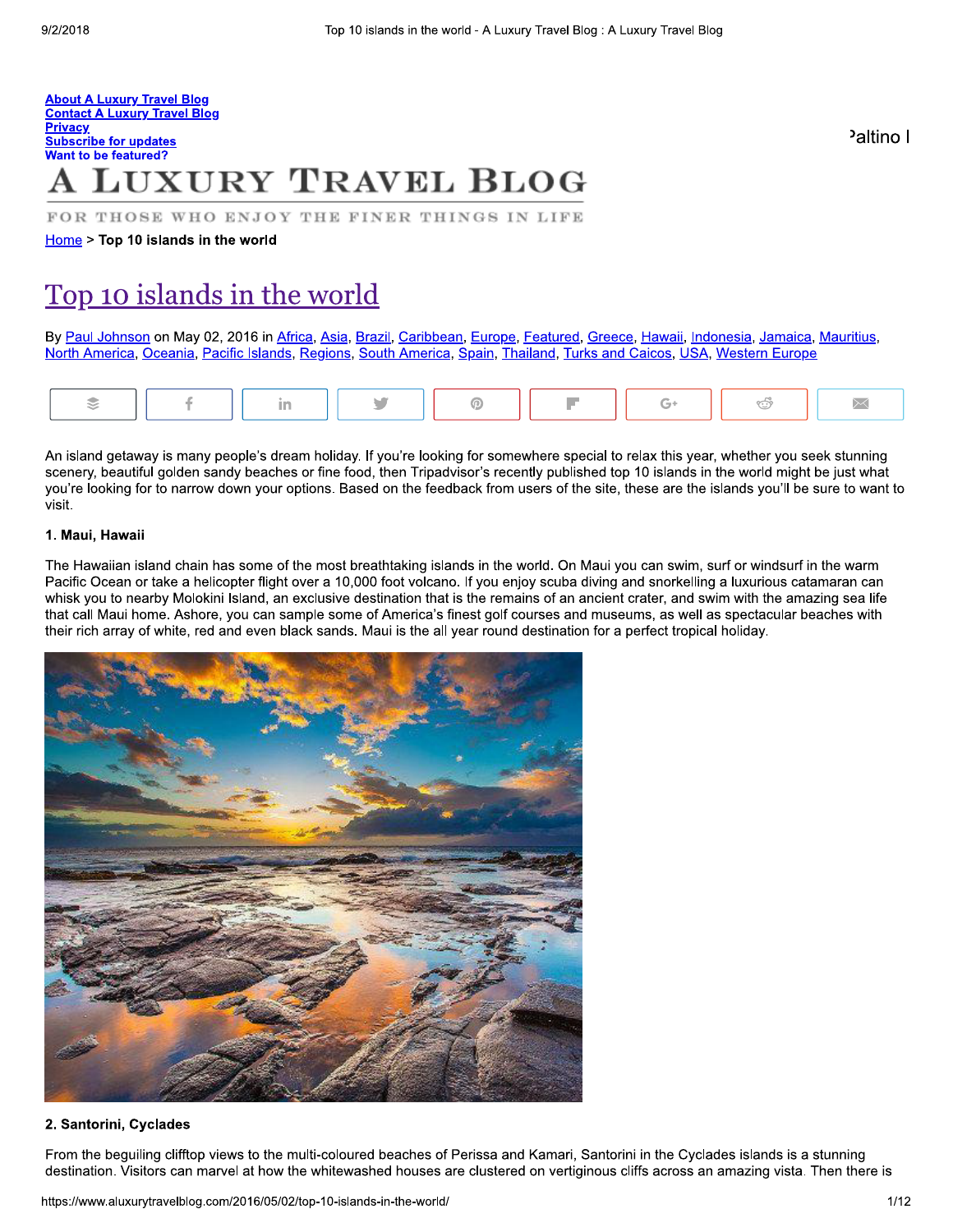About A Luxury Travel Blog
Contact A Luxury Travel Blog
Privacy
Subscribe for updates
Want to be featured?

Paltino I

# A LUXURY TRAVEL BLOG

FOR THOSE WHO ENJOY THE FINER THINGS IN LIFE

Home > **Top 10 islands in the world**

# Top 10 islands in the world

By Paul Johnson on May 02, 2016 in Africa, Asia, Brazil, Caribbean, Europe, Featured, Greece, Hawaii, Indonesia, Jamaica, Mauritius, North America, Oceania, Pacific Islands, Regions, South America, Spain, Thailand, Turks and Caicos, USA, Western Europe

An island getaway is many people's dream holiday. If you're looking for somewhere special to relax this year, whether you seek stunning scenery, beautiful golden sandy beaches or fine food, then Tripadvisor's recently published top 10 islands in the world might be just what you're looking for to narrow down your options. Based on the feedback from users of the site, these are the islands you'll be sure to want to visit.

**1. Maui, Hawaii**

The Hawaiian island chain has some of the most breathtaking islands in the world. On Maui you can swim, surf or windsurf in the warm Pacific Ocean or take a helicopter flight over a 10,000 foot volcano. If you enjoy scuba diving and snorkelling a luxurious catamaran can whisk you to nearby Molokini Island, an exclusive destination that is the remains of an ancient crater, and swim with the amazing sea life that call Maui home. Ashore, you can sample some of America's finest golf courses and museums, as well as spectacular beaches with their rich array of white, red and even black sands. Maui is the all year round destination for a perfect tropical holiday.

**2. Santorini, Cyclades**

From the beguiling clifftop views to the multi-coloured beaches of Perissa and Kamari, Santorini in the Cyclades islands is a stunning destination. Visitors can marvel at how the whitewashed houses are clustered on vertiginous cliffs across an amazing vista. Then there is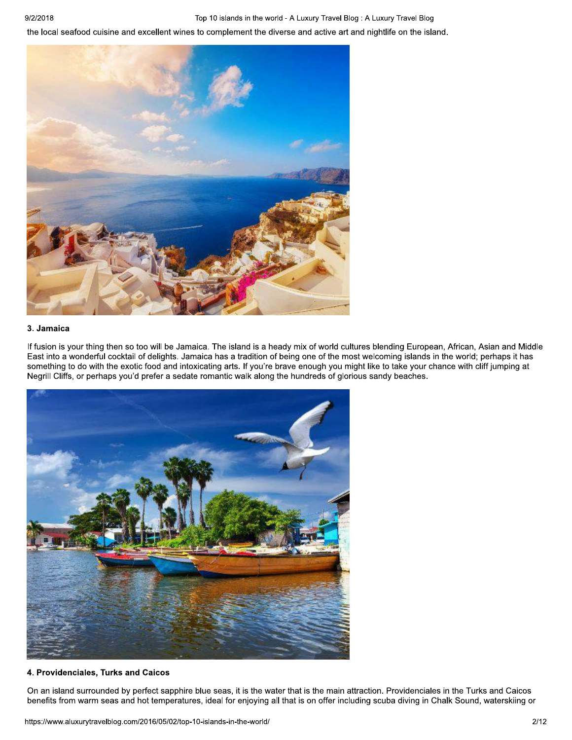the local seafood cuisine and excellent wines to complement the diverse and active art and nightlife on the island.

### 3. Jamaica

If fusion is your thing then so too will be Jamaica. The island is a heady mix of world cultures blending European, African, Asian and Middle East into a wonderful cocktail of delights. Jamaica has a tradition of being one of the most welcoming islands in the world; perhaps it has something to do with the exotic food and intoxicating arts. If you're brave enough you might like to take your chance with cliff jumping at Negrill Cliffs, or perhaps you'd prefer a sedate romantic walk along the hundreds of glorious sandy beaches.

### 4. Providenciales, Turks and Caicos

On an island surrounded by perfect sapphire blue seas, it is the water that is the main attraction. Providenciales in the Turks and Caicos benefits from warm seas and hot temperatures, ideal for enjoying all that is on offer including scuba diving in Chalk Sound, waterskiing or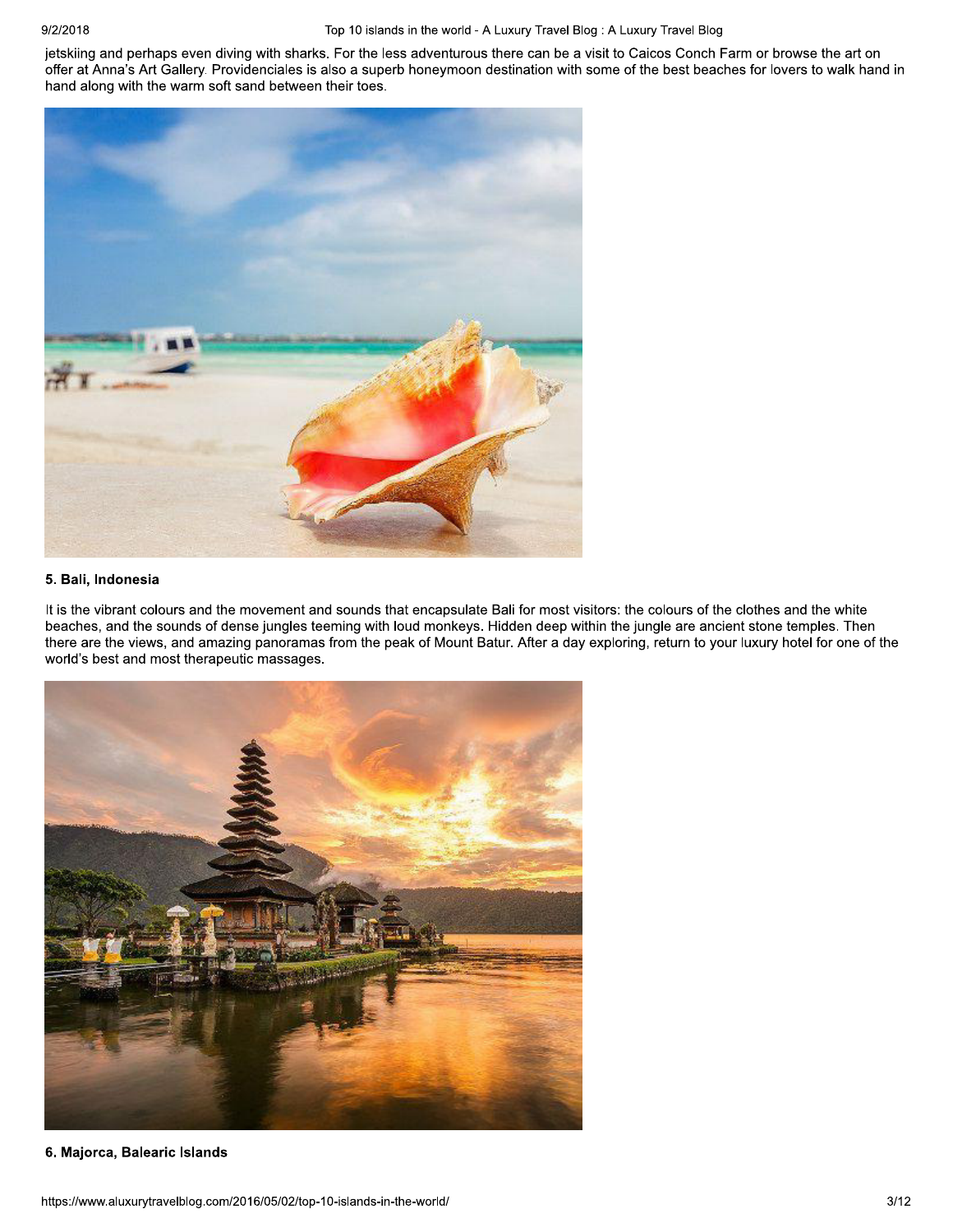jetskiing and perhaps even diving with sharks. For the less adventurous there can be a visit to Caicos Conch Farm or browse the art on offer at Anna's Art Gallery. Providenciales is also a superb honeymoon destination with some of the best beaches for lovers to walk hand in hand along with the warm soft sand between their toes.

### 5. Bali, Indonesia

It is the vibrant colours and the movement and sounds that encapsulate Bali for most visitors: the colours of the clothes and the white beaches, and the sounds of dense jungles teeming with loud monkeys. Hidden deep within the jungle are ancient stone temples. Then there are the views, and amazing panoramas from the peak of Mount Batur. After a day exploring, return to your luxury hotel for one of the world's best and most therapeutic massages.

### 6. Majorca, Balearic Islands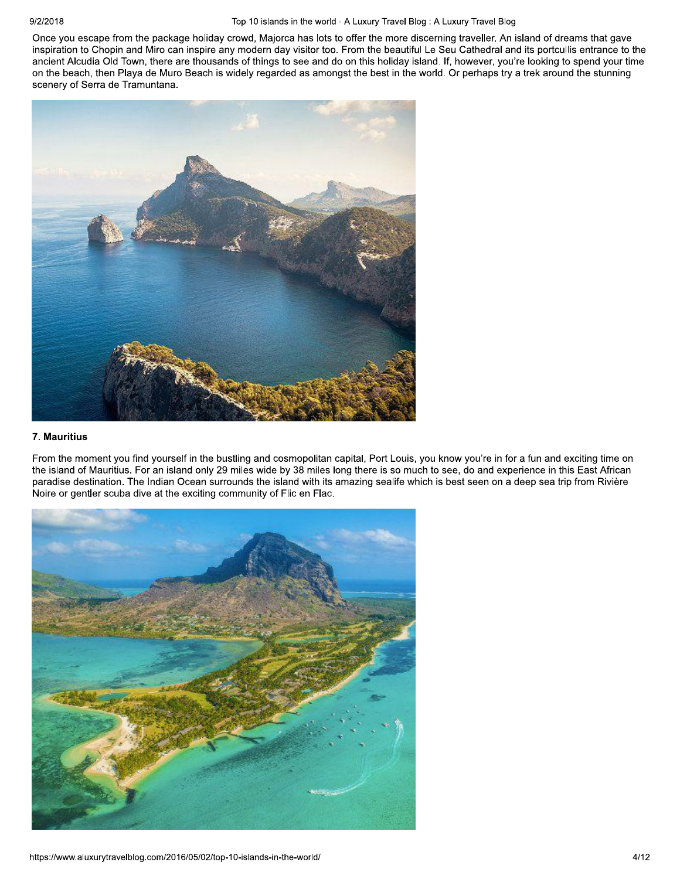Once you escape from the package holiday crowd, Majorca has lots to offer the more discerning traveller. An island of dreams that gave inspiration to Chopin and Miro can inspire any modern day visitor too. From the beautiful Le Seu Cathedral and its portcullis entrance to the ancient Alcudia Old Town, there are thousands of things to see and do on this holiday island. If, however, you're looking to spend your time on the beach, then Playa de Muro Beach is widely regarded as amongst the best in the world. Or perhaps try a trek around the stunning scenery of Serra de Tramuntana.

**7. Mauritius**

From the moment you find yourself in the bustling and cosmopolitan capital, Port Louis, you know you're in for a fun and exciting time on the island of Mauritius. For an island only 29 miles wide by 38 miles long there is so much to see, do and experience in this East African paradise destination. The Indian Ocean surrounds the island with its amazing sealife which is best seen on a deep sea trip from Rivière Noire or gentler scuba dive at the exciting community of Flic en Flac.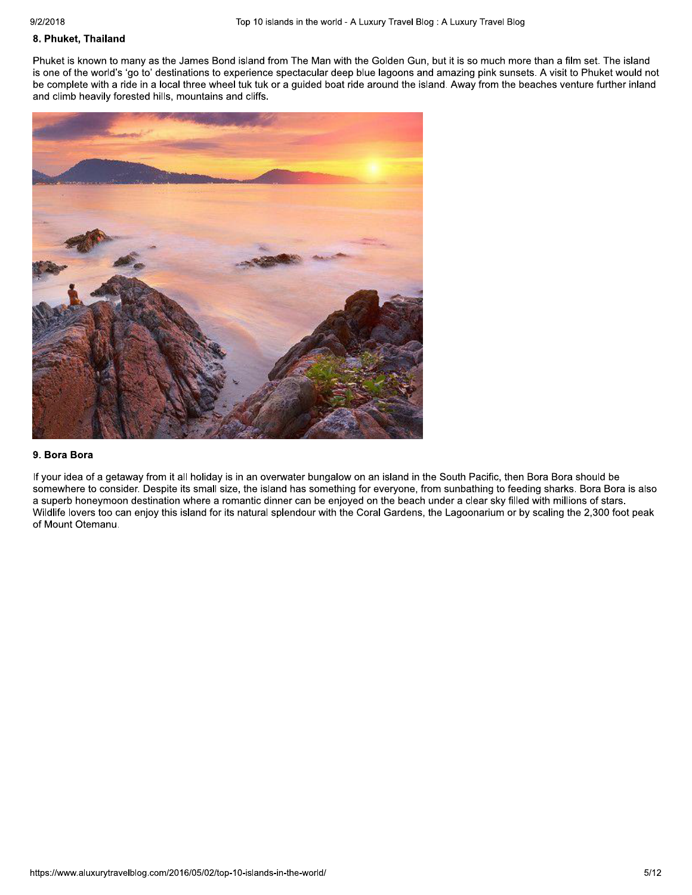### 8. Phuket, Thailand

Phuket is known to many as the James Bond island from The Man with the Golden Gun, but it is so much more than a film set. The island is one of the world's 'go to' destinations to experience spectacular deep blue lagoons and amazing pink sunsets. A visit to Phuket would not be complete with a ride in a local three wheel tuk tuk or a guided boat ride around the island. Away from the beaches venture further inland and climb heavily forested hills, mountains and cliffs.

### 9. Bora Bora

If your idea of a getaway from it all holiday is in an overwater bungalow on an island in the South Pacific, then Bora Bora should be somewhere to consider. Despite its small size, the island has something for everyone, from sunbathing to feeding sharks. Bora Bora is also a superb honeymoon destination where a romantic dinner can be enjoyed on the beach under a clear sky filled with millions of stars. Wildlife lovers too can enjoy this island for its natural splendour with the Coral Gardens, the Lagoonarium or by scaling the 2,300 foot peak of Mount Otemanu.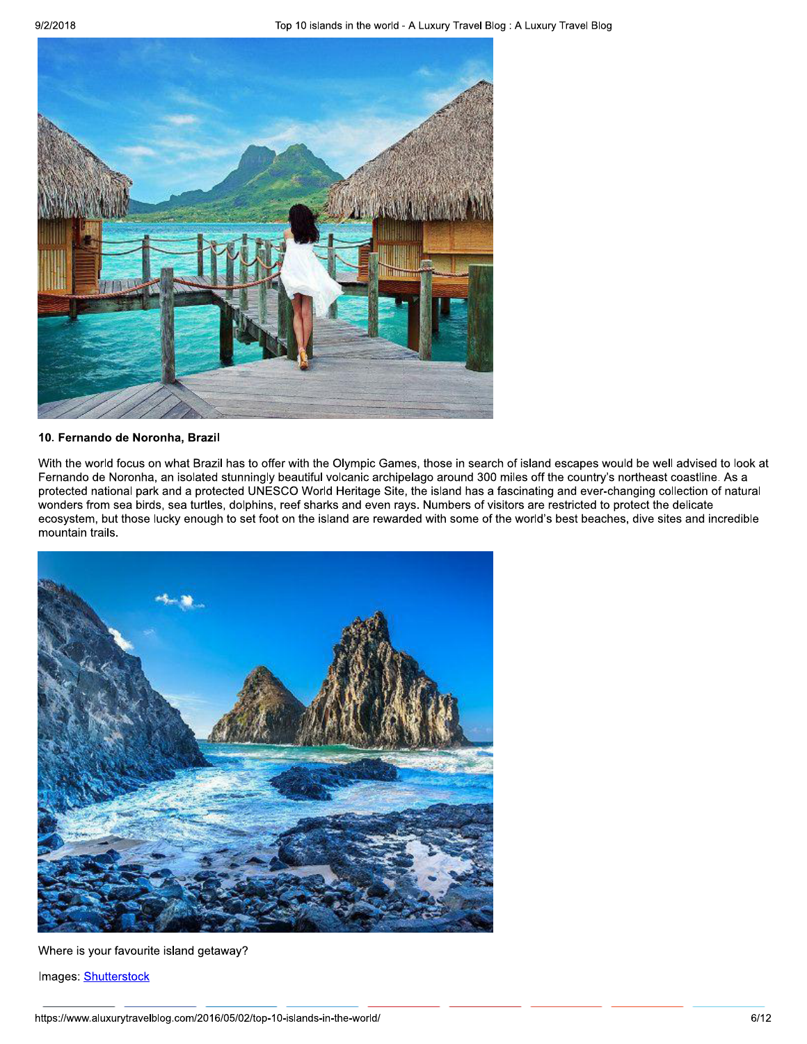### 10. Fernando de Noronha, Brazil

With the world focus on what Brazil has to offer with the Olympic Games, those in search of island escapes would be well advised to look at Fernando de Noronha, an isolated stunningly beautiful volcanic archipelago around 300 miles off the country's northeast coastline. As a protected national park and a protected UNESCO World Heritage Site, the island has a fascinating and ever-changing collection of natural wonders from sea birds, sea turtles, dolphins, reef sharks and even rays. Numbers of visitors are restricted to protect the delicate ecosystem, but those lucky enough to set foot on the island are rewarded with some of the world's best beaches, dive sites and incredible mountain trails.

Where is your favourite island getaway?

Images: Shutterstock